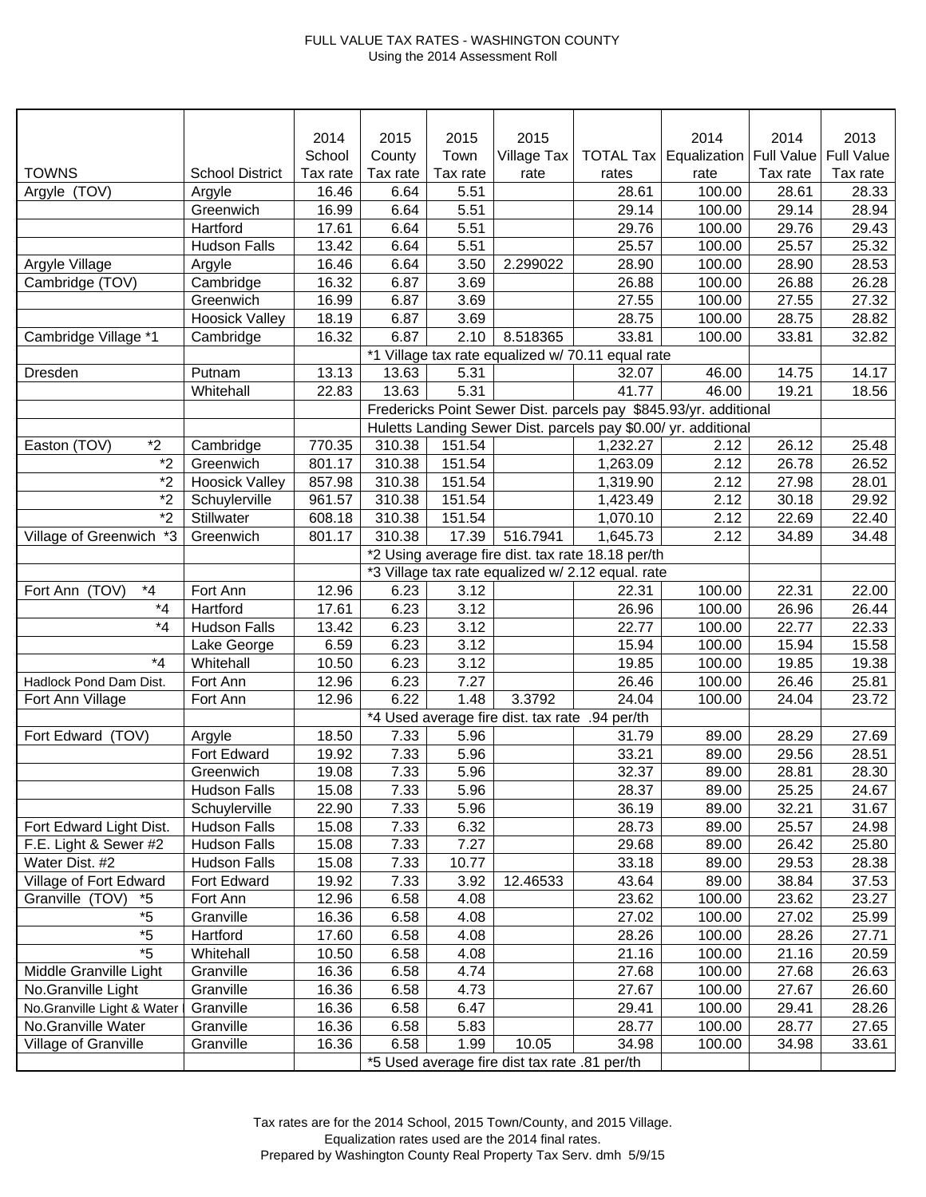# FULL VALUE TAX RATES - WASHINGTON COUNTY
Using the 2014 Assessment Roll

| TOWNS | School District | 2014 School Tax rate | 2015 County Tax rate | 2015 Town Tax rate | 2015 Village Tax rate | TOTAL Tax rates | 2014 Equalization rate | 2014 Full Value Tax rate | 2013 Full Value Tax rate |
|---|---|---|---|---|---|---|---|---|---|
| Argyle (TOV) | Argyle | 16.46 | 6.64 | 5.51 | | 28.61 | 100.00 | 28.61 | 28.33 |
| | Greenwich | 16.99 | 6.64 | 5.51 | | 29.14 | 100.00 | 29.14 | 28.94 |
| | Hartford | 17.61 | 6.64 | 5.51 | | 29.76 | 100.00 | 29.76 | 29.43 |
| | Hudson Falls | 13.42 | 6.64 | 5.51 | | 25.57 | 100.00 | 25.57 | 25.32 |
| Argyle Village | Argyle | 16.46 | 6.64 | 3.50 | 2.299022 | 28.90 | 100.00 | 28.90 | 28.53 |
| Cambridge (TOV) | Cambridge | 16.32 | 6.87 | 3.69 | | 26.88 | 100.00 | 26.88 | 26.28 |
| | Greenwich | 16.99 | 6.87 | 3.69 | | 27.55 | 100.00 | 27.55 | 27.32 |
| | Hoosick Valley | 18.19 | 6.87 | 3.69 | | 28.75 | 100.00 | 28.75 | 28.82 |
| Cambridge Village *1 | Cambridge | 16.32 | 6.87 | 2.10 | 8.518365 | 33.81 | 100.00 | 33.81 | 32.82 |
| | | | *1 Village tax rate equalized w/ 70.11 equal rate | | | | | | |
| Dresden | Putnam | 13.13 | 13.63 | 5.31 | | 32.07 | 46.00 | 14.75 | 14.17 |
| | Whitehall | 22.83 | 13.63 | 5.31 | | 41.77 | 46.00 | 19.21 | 18.56 |
| | | | Fredericks Point Sewer Dist. parcels pay $845.93/yr. additional | | | | | | |
| | | | Huletts Landing Sewer Dist. parcels pay $0.00/ yr. additional | | | | | | |
| Easton (TOV) *2 | Cambridge | 770.35 | 310.38 | 151.54 | | 1,232.27 | 2.12 | 26.12 | 25.48 |
| *2 | Greenwich | 801.17 | 310.38 | 151.54 | | 1,263.09 | 2.12 | 26.78 | 26.52 |
| *2 | Hoosick Valley | 857.98 | 310.38 | 151.54 | | 1,319.90 | 2.12 | 27.98 | 28.01 |
| *2 | Schuylerville | 961.57 | 310.38 | 151.54 | | 1,423.49 | 2.12 | 30.18 | 29.92 |
| *2 | Stillwater | 608.18 | 310.38 | 151.54 | | 1,070.10 | 2.12 | 22.69 | 22.40 |
| Village of Greenwich *3 | Greenwich | 801.17 | 310.38 | 17.39 | 516.7941 | 1,645.73 | 2.12 | 34.89 | 34.48 |
| | | | *2 Using average fire dist. tax rate 18.18 per/th | | | | | | |
| | | | *3 Village tax rate equalized w/ 2.12 equal. rate | | | | | | |
| Fort Ann (TOV) *4 | Fort Ann | 12.96 | 6.23 | 3.12 | | 22.31 | 100.00 | 22.31 | 22.00 |
| *4 | Hartford | 17.61 | 6.23 | 3.12 | | 26.96 | 100.00 | 26.96 | 26.44 |
| *4 | Hudson Falls | 13.42 | 6.23 | 3.12 | | 22.77 | 100.00 | 22.77 | 22.33 |
| | Lake George | 6.59 | 6.23 | 3.12 | | 15.94 | 100.00 | 15.94 | 15.58 |
| *4 | Whitehall | 10.50 | 6.23 | 3.12 | | 19.85 | 100.00 | 19.85 | 19.38 |
| Hadlock Pond Dam Dist. | Fort Ann | 12.96 | 6.23 | 7.27 | | 26.46 | 100.00 | 26.46 | 25.81 |
| Fort Ann Village | Fort Ann | 12.96 | 6.22 | 1.48 | 3.3792 | 24.04 | 100.00 | 24.04 | 23.72 |
| | | | *4 Used average fire dist. tax rate .94 per/th | | | | | | |
| Fort Edward (TOV) | Argyle | 18.50 | 7.33 | 5.96 | | 31.79 | 89.00 | 28.29 | 27.69 |
| | Fort Edward | 19.92 | 7.33 | 5.96 | | 33.21 | 89.00 | 29.56 | 28.51 |
| | Greenwich | 19.08 | 7.33 | 5.96 | | 32.37 | 89.00 | 28.81 | 28.30 |
| | Hudson Falls | 15.08 | 7.33 | 5.96 | | 28.37 | 89.00 | 25.25 | 24.67 |
| | Schuylerville | 22.90 | 7.33 | 5.96 | | 36.19 | 89.00 | 32.21 | 31.67 |
| Fort Edward Light Dist. | Hudson Falls | 15.08 | 7.33 | 6.32 | | 28.73 | 89.00 | 25.57 | 24.98 |
| F.E. Light & Sewer #2 | Hudson Falls | 15.08 | 7.33 | 7.27 | | 29.68 | 89.00 | 26.42 | 25.80 |
| Water Dist. #2 | Hudson Falls | 15.08 | 7.33 | 10.77 | | 33.18 | 89.00 | 29.53 | 28.38 |
| Village of Fort Edward | Fort Edward | 19.92 | 7.33 | 3.92 | 12.46533 | 43.64 | 89.00 | 38.84 | 37.53 |
| Granville (TOV) *5 | Fort Ann | 12.96 | 6.58 | 4.08 | | 23.62 | 100.00 | 23.62 | 23.27 |
| *5 | Granville | 16.36 | 6.58 | 4.08 | | 27.02 | 100.00 | 27.02 | 25.99 |
| *5 | Hartford | 17.60 | 6.58 | 4.08 | | 28.26 | 100.00 | 28.26 | 27.71 |
| *5 | Whitehall | 10.50 | 6.58 | 4.08 | | 21.16 | 100.00 | 21.16 | 20.59 |
| Middle Granville Light | Granville | 16.36 | 6.58 | 4.74 | | 27.68 | 100.00 | 27.68 | 26.63 |
| No.Granville Light | Granville | 16.36 | 6.58 | 4.73 | | 27.67 | 100.00 | 27.67 | 26.60 |
| No.Granville Light & Water | Granville | 16.36 | 6.58 | 6.47 | | 29.41 | 100.00 | 29.41 | 28.26 |
| No.Granville Water | Granville | 16.36 | 6.58 | 5.83 | | 28.77 | 100.00 | 28.77 | 27.65 |
| Village of Granville | Granville | 16.36 | 6.58 | 1.99 | 10.05 | 34.98 | 100.00 | 34.98 | 33.61 |
| | | | *5 Used average fire dist tax rate .81 per/th | | | | | | |

Tax rates are for the 2014 School, 2015 Town/County, and 2015 Village.
Equalization rates used are the 2014 final rates.
Prepared by Washington County Real Property Tax Serv. dmh 5/9/15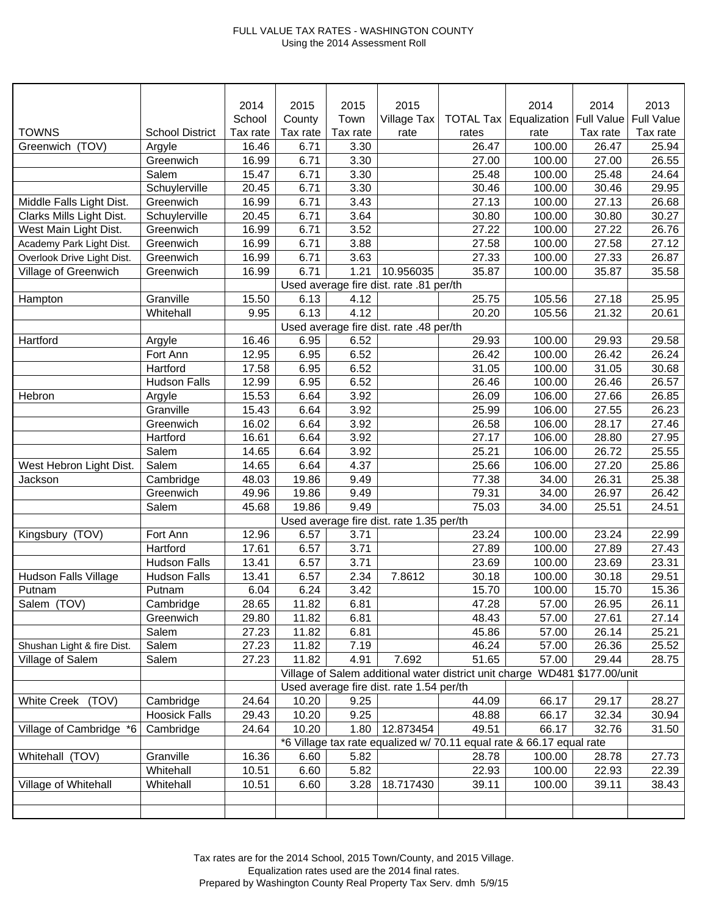FULL VALUE TAX RATES - WASHINGTON COUNTY
Using the 2014 Assessment Roll

| TOWNS | School District | 2014 School Tax rate | 2015 County Tax rate | 2015 Town Tax rate | 2015 Village Tax rate | TOTAL Tax rates | 2014 Equalization rate | 2014 Full Value Tax rate | 2013 Full Value Tax rate |
|---|---|---|---|---|---|---|---|---|---|
| Greenwich (TOV) | Argyle | 16.46 | 6.71 | 3.30 | | 26.47 | 100.00 | 26.47 | 25.94 |
| | Greenwich | 16.99 | 6.71 | 3.30 | | 27.00 | 100.00 | 27.00 | 26.55 |
| | Salem | 15.47 | 6.71 | 3.30 | | 25.48 | 100.00 | 25.48 | 24.64 |
| | Schuylerville | 20.45 | 6.71 | 3.30 | | 30.46 | 100.00 | 30.46 | 29.95 |
| Middle Falls Light Dist. | Greenwich | 16.99 | 6.71 | 3.43 | | 27.13 | 100.00 | 27.13 | 26.68 |
| Clarks Mills Light Dist. | Schuylerville | 20.45 | 6.71 | 3.64 | | 30.80 | 100.00 | 30.80 | 30.27 |
| West Main Light Dist. | Greenwich | 16.99 | 6.71 | 3.52 | | 27.22 | 100.00 | 27.22 | 26.76 |
| Academy Park Light Dist. | Greenwich | 16.99 | 6.71 | 3.88 | | 27.58 | 100.00 | 27.58 | 27.12 |
| Overlook Drive Light Dist. | Greenwich | 16.99 | 6.71 | 3.63 | | 27.33 | 100.00 | 27.33 | 26.87 |
| Village of Greenwich | Greenwich | 16.99 | 6.71 | 1.21 | 10.956035 | 35.87 | 100.00 | 35.87 | 35.58 |
| | | | Used average fire dist. rate .81 per/th | | | | | | |
| Hampton | Granville | 15.50 | 6.13 | 4.12 | | 25.75 | 105.56 | 27.18 | 25.95 |
| | Whitehall | 9.95 | 6.13 | 4.12 | | 20.20 | 105.56 | 21.32 | 20.61 |
| | | | Used average fire dist. rate .48 per/th | | | | | | |
| Hartford | Argyle | 16.46 | 6.95 | 6.52 | | 29.93 | 100.00 | 29.93 | 29.58 |
| | Fort Ann | 12.95 | 6.95 | 6.52 | | 26.42 | 100.00 | 26.42 | 26.24 |
| | Hartford | 17.58 | 6.95 | 6.52 | | 31.05 | 100.00 | 31.05 | 30.68 |
| | Hudson Falls | 12.99 | 6.95 | 6.52 | | 26.46 | 100.00 | 26.46 | 26.57 |
| Hebron | Argyle | 15.53 | 6.64 | 3.92 | | 26.09 | 106.00 | 27.66 | 26.85 |
| | Granville | 15.43 | 6.64 | 3.92 | | 25.99 | 106.00 | 27.55 | 26.23 |
| | Greenwich | 16.02 | 6.64 | 3.92 | | 26.58 | 106.00 | 28.17 | 27.46 |
| | Hartford | 16.61 | 6.64 | 3.92 | | 27.17 | 106.00 | 28.80 | 27.95 |
| | Salem | 14.65 | 6.64 | 3.92 | | 25.21 | 106.00 | 26.72 | 25.55 |
| West Hebron Light Dist. | Salem | 14.65 | 6.64 | 4.37 | | 25.66 | 106.00 | 27.20 | 25.86 |
| Jackson | Cambridge | 48.03 | 19.86 | 9.49 | | 77.38 | 34.00 | 26.31 | 25.38 |
| | Greenwich | 49.96 | 19.86 | 9.49 | | 79.31 | 34.00 | 26.97 | 26.42 |
| | Salem | 45.68 | 19.86 | 9.49 | | 75.03 | 34.00 | 25.51 | 24.51 |
| | | | Used average fire dist. rate 1.35 per/th | | | | | | |
| Kingsbury (TOV) | Fort Ann | 12.96 | 6.57 | 3.71 | | 23.24 | 100.00 | 23.24 | 22.99 |
| | Hartford | 17.61 | 6.57 | 3.71 | | 27.89 | 100.00 | 27.89 | 27.43 |
| | Hudson Falls | 13.41 | 6.57 | 3.71 | | 23.69 | 100.00 | 23.69 | 23.31 |
| Hudson Falls Village | Hudson Falls | 13.41 | 6.57 | 2.34 | 7.8612 | 30.18 | 100.00 | 30.18 | 29.51 |
| Putnam | Putnam | 6.04 | 6.24 | 3.42 | | 15.70 | 100.00 | 15.70 | 15.36 |
| Salem (TOV) | Cambridge | 28.65 | 11.82 | 6.81 | | 47.28 | 57.00 | 26.95 | 26.11 |
| | Greenwich | 29.80 | 11.82 | 6.81 | | 48.43 | 57.00 | 27.61 | 27.14 |
| | Salem | 27.23 | 11.82 | 6.81 | | 45.86 | 57.00 | 26.14 | 25.21 |
| Shushan Light & fire Dist. | Salem | 27.23 | 11.82 | 7.19 | | 46.24 | 57.00 | 26.36 | 25.52 |
| Village of Salem | Salem | 27.23 | 11.82 | 4.91 | 7.692 | 51.65 | 57.00 | 29.44 | 28.75 |
| | | | Village of Salem additional water district unit charge WD481 $177.00/unit | | | | | | |
| | | | Used average fire dist. rate 1.54 per/th | | | | | | |
| White Creek (TOV) | Cambridge | 24.64 | 10.20 | 9.25 | | 44.09 | 66.17 | 29.17 | 28.27 |
| | Hoosick Falls | 29.43 | 10.20 | 9.25 | | 48.88 | 66.17 | 32.34 | 30.94 |
| Village of Cambridge *6 | Cambridge | 24.64 | 10.20 | 1.80 | 12.873454 | 49.51 | 66.17 | 32.76 | 31.50 |
| | | | *6 Village tax rate equalized w/ 70.11 equal rate & 66.17 equal rate | | | | | | |
| Whitehall (TOV) | Granville | 16.36 | 6.60 | 5.82 | | 28.78 | 100.00 | 28.78 | 27.73 |
| | Whitehall | 10.51 | 6.60 | 5.82 | | 22.93 | 100.00 | 22.93 | 22.39 |
| Village of Whitehall | Whitehall | 10.51 | 6.60 | 3.28 | 18.717430 | 39.11 | 100.00 | 39.11 | 38.43 |

Tax rates are for the 2014 School, 2015 Town/County, and 2015 Village.
Equalization rates used are the 2014 final rates.
Prepared by Washington County Real Property Tax Serv. dmh 5/9/15